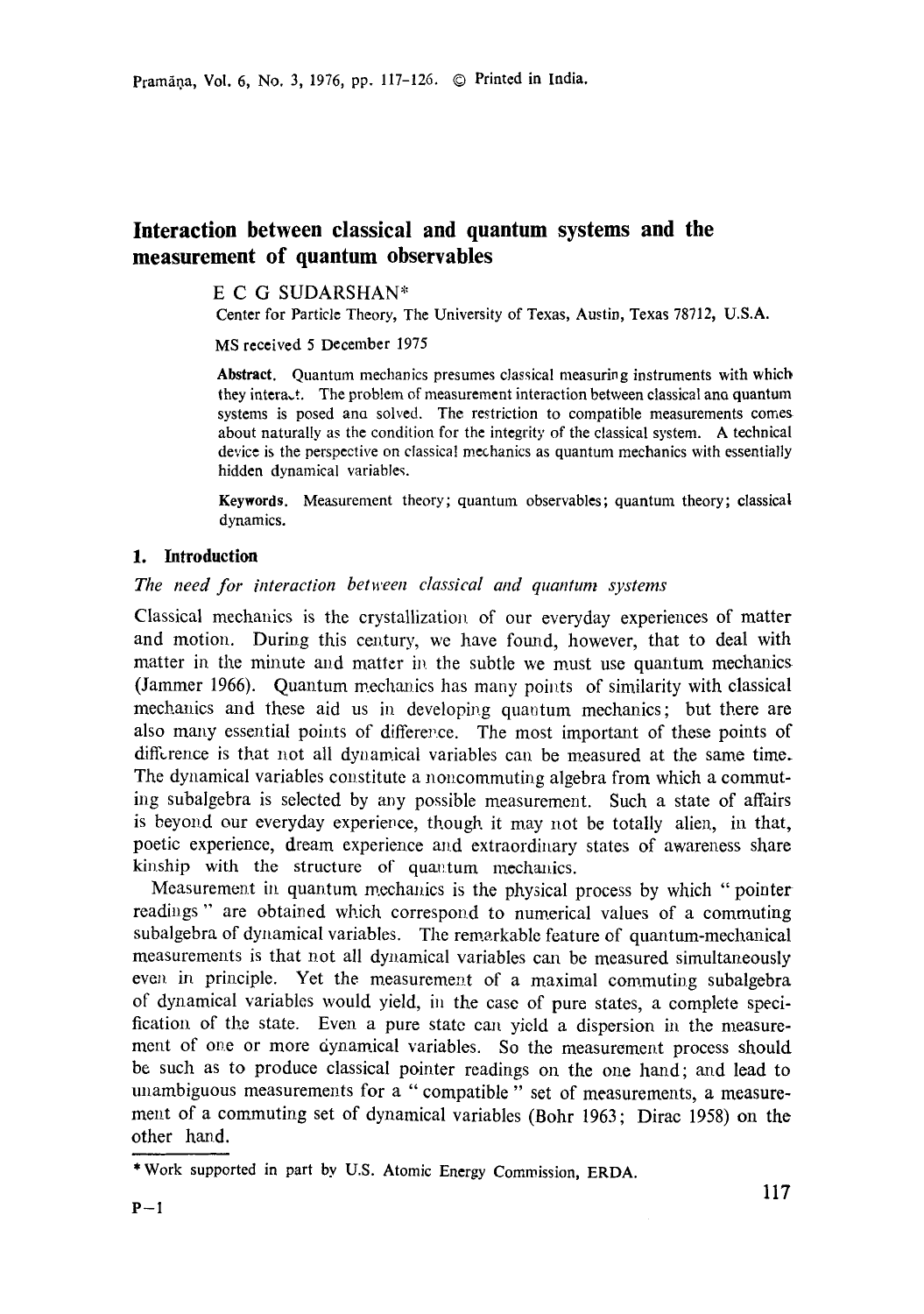# Interaction between classical and quantum systems and the measurement of quantum observables

E C G SUDARSHAN*

Center for Particle Theory, The University of Texas, Austin, Texas 78712, U.S.A.

MS received 5 December 1975

**Abstract.** Quantum mechanics presumes classical measuring instruments with which they interact. The problem of measurement interaction between classical and quantum systems is posed and solved. The restriction to compatible measurements comes about naturally as the condition for the integrity of the classical system. A technical device is the perspective on classical mechanics as quantum mechanics with essentially hidden dynamical variables.

**Keywords.** Measurement theory; quantum observables; quantum theory; classical dynamics.

## 1. Introduction

*The need for interaction between classical and quantum systems*

Classical mechanics is the crystallization of our everyday experiences of matter and motion. During this century, we have found, however, that to deal with matter in the minute and matter in the subtle we must use quantum mechanics (Jammer 1966). Quantum mechanics has many points of similarity with classical mechanics and these aid us in developing quantum mechanics; but there are also many essential points of difference. The most important of these points of difference is that not all dynamical variables can be measured at the same time. The dynamical variables constitute a noncommuting algebra from which a commuting subalgebra is selected by any possible measurement. Such a state of affairs is beyond our everyday experience, though it may not be totally alien, in that, poetic experience, dream experience and extraordinary states of awareness share kinship with the structure of quantum mechanics.

Measurement in quantum mechanics is the physical process by which "pointer readings" are obtained which correspond to numerical values of a commuting subalgebra of dynamical variables. The remarkable feature of quantum-mechanical measurements is that not all dynamical variables can be measured simultaneously even in principle. Yet the measurement of a maximal commuting subalgebra of dynamical variables would yield, in the case of pure states, a complete specification of the state. Even a pure state can yield a dispersion in the measurement of one or more dynamical variables. So the measurement process should be such as to produce classical pointer readings on the one hand; and lead to unambiguous measurements for a "compatible" set of measurements, a measurement of a commuting set of dynamical variables (Bohr 1963; Dirac 1958) on the other hand.

---

*Work supported in part by U.S. Atomic Energy Commission, ERDA.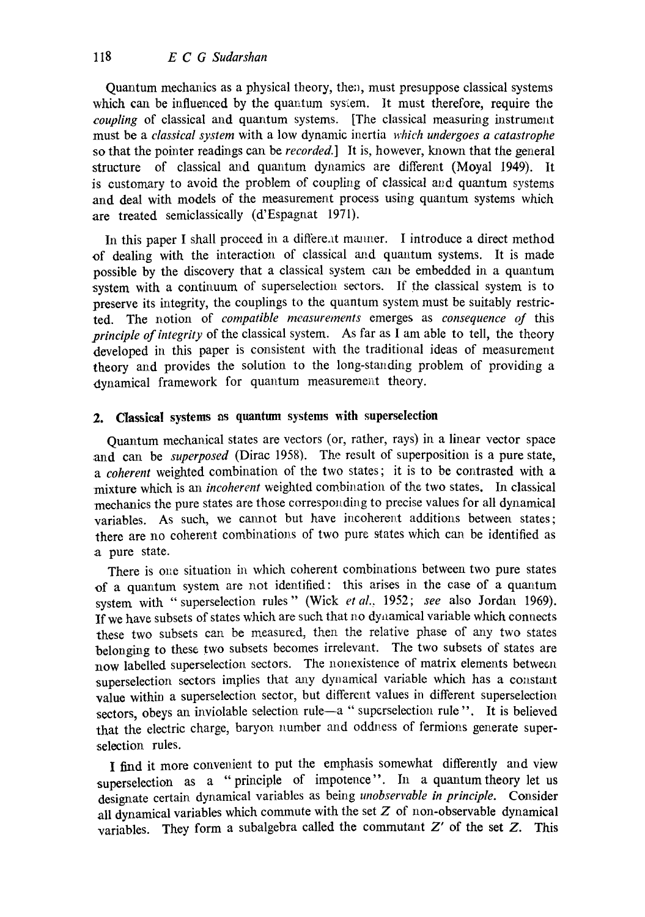Quantum mechanics as a physical theory, then, must presuppose classical systems which can be influenced by the quantum system. It must therefore, require the *coupling* of classical and quantum systems. [The classical measuring instrument must be a *classical system* with a low dynamic inertia *which undergoes a catastrophe* so that the pointer readings can be *recorded*.] It is, however, known that the general structure of classical and quantum dynamics are different (Moyal 1949). It is customary to avoid the problem of coupling of classical and quantum systems and deal with models of the measurement process using quantum systems which are treated semiclassically (d'Espagnat 1971).

In this paper I shall proceed in a different manner. I introduce a direct method of dealing with the interaction of classical and quantum systems. It is made possible by the discovery that a classical system can be embedded in a quantum system with a continuum of superselection sectors. If the classical system is to preserve its integrity, the couplings to the quantum system must be suitably restricted. The notion of *compatible measurements* emerges as *consequence of* this *principle of integrity* of the classical system. As far as I am able to tell, the theory developed in this paper is consistent with the traditional ideas of measurement theory and provides the solution to the long-standing problem of providing a dynamical framework for quantum measurement theory.

## 2. Classical systems as quantum systems with superselection

Quantum mechanical states are vectors (or, rather, rays) in a linear vector space and can be *superposed* (Dirac 1958). The result of superposition is a pure state, a *coherent* weighted combination of the two states; it is to be contrasted with a mixture which is an *incoherent* weighted combination of the two states. In classical mechanics the pure states are those corresponding to precise values for all dynamical variables. As such, we cannot but have incoherent additions between states; there are no coherent combinations of two pure states which can be identified as a pure state.

There is one situation in which coherent combinations between two pure states of a quantum system are not identified: this arises in the case of a quantum system with "superselection rules" (Wick *et al.*, 1952; *see* also Jordan 1969). If we have subsets of states which are such that no dynamical variable which connects these two subsets can be measured, then the relative phase of any two states belonging to these two subsets becomes irrelevant. The two subsets of states are now labelled superselection sectors. The nonexistence of matrix elements between superselection sectors implies that any dynamical variable which has a constant value within a superselection sector, but different values in different superselection sectors, obeys an inviolable selection rule—a "superselection rule". It is believed that the electric charge, baryon number and oddness of fermions generate superselection rules.

I find it more convenient to put the emphasis somewhat differently and view superselection as a "principle of impotence". In a quantum theory let us designate certain dynamical variables as being *unobservable in principle*. Consider all dynamical variables which commute with the set $Z$ of non-observable dynamical variables. They form a subalgebra called the commutant $Z'$ of the set $Z$. This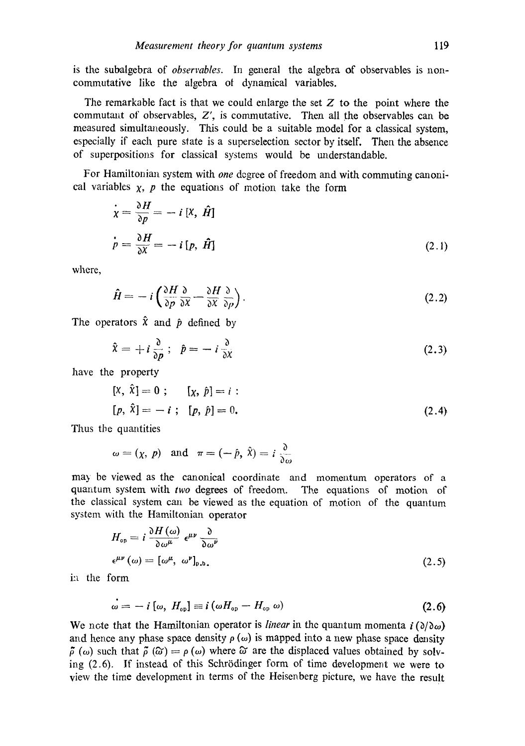is the subalgebra of *observables*. In general the algebra of observables is non-commutative like the algebra of dynamical variables.

The remarkable fact is that we could enlarge the set $Z$ to the point where the commutant of observables, $Z'$, is commutative. Then all the observables can be measured simultaneously. This could be a suitable model for a classical system, especially if each pure state is a superselection sector by itself. Then the absence of superpositions for classical systems would be understandable.

For Hamiltonian system with *one* degree of freedom and with commuting canonical variables $\chi$, $p$ the equations of motion take the form

$$\dot{\chi} = \frac{\partial H}{\partial p} = -i\,[\chi, \hat{H}]$$

$$\dot{p} = \frac{\partial H}{\partial \chi} = -i\,[p, \hat{H}] \tag{2.1}$$

where,

$$\hat{H} = -i\left(\frac{\partial H}{\partial p}\frac{\partial}{\partial \chi} - \frac{\partial H}{\partial \chi}\frac{\partial}{\partial p}\right). \tag{2.2}$$

The operators $\hat{\chi}$ and $\hat{p}$ defined by

$$\hat{\chi} = +i\frac{\partial}{\partial p}\,; \quad \hat{p} = -i\frac{\partial}{\partial \chi} \tag{2.3}$$

have the property

$$[\chi, \hat{\chi}] = 0\,; \qquad [\chi, \hat{p}] = i :$$

$$[p, \hat{\chi}] = -i\,; \quad [p, \hat{p}] = 0. \tag{2.4}$$

Thus the quantities

$$\omega = (\chi, p) \quad \text{and} \quad \pi = (-\hat{p}, \hat{\chi}) = i\frac{\partial}{\partial \omega}$$

may be viewed as the canonical coordinate and momentum operators of a quantum system with *two* degrees of freedom. The equations of motion of the classical system can be viewed as the equation of motion of the quantum system with the Hamiltonian operator

$$H_{\text{op}} = i\,\frac{\partial H(\omega)}{\partial \omega^{\mu}}\,\epsilon^{\mu\nu}\,\frac{\partial}{\partial \omega^{\nu}}$$

$$\epsilon^{\mu\nu}(\omega) = [\omega^{\mu}, \omega^{\nu}]_{\text{P.B.}} \tag{2.5}$$

in the form

$$\dot{\omega} = -i\,[\omega, H_{\text{op}}] \equiv i\,(\omega H_{\text{op}} - H_{\text{op}}\,\omega) \tag{2.6}$$

We note that the Hamiltonian operator is *linear* in the quantum momenta $i\,(\partial/\partial\omega)$ and hence any phase space density $\rho(\omega)$ is mapped into a new phase space density $\tilde{\rho}(\omega)$ such that $\tilde{\rho}(\tilde{\omega}) = \rho(\omega)$ where $\tilde{\omega}$ are the displaced values obtained by solving (2.6). If instead of this Schrödinger form of time development we were to view the time development in terms of the Heisenberg picture, we have the result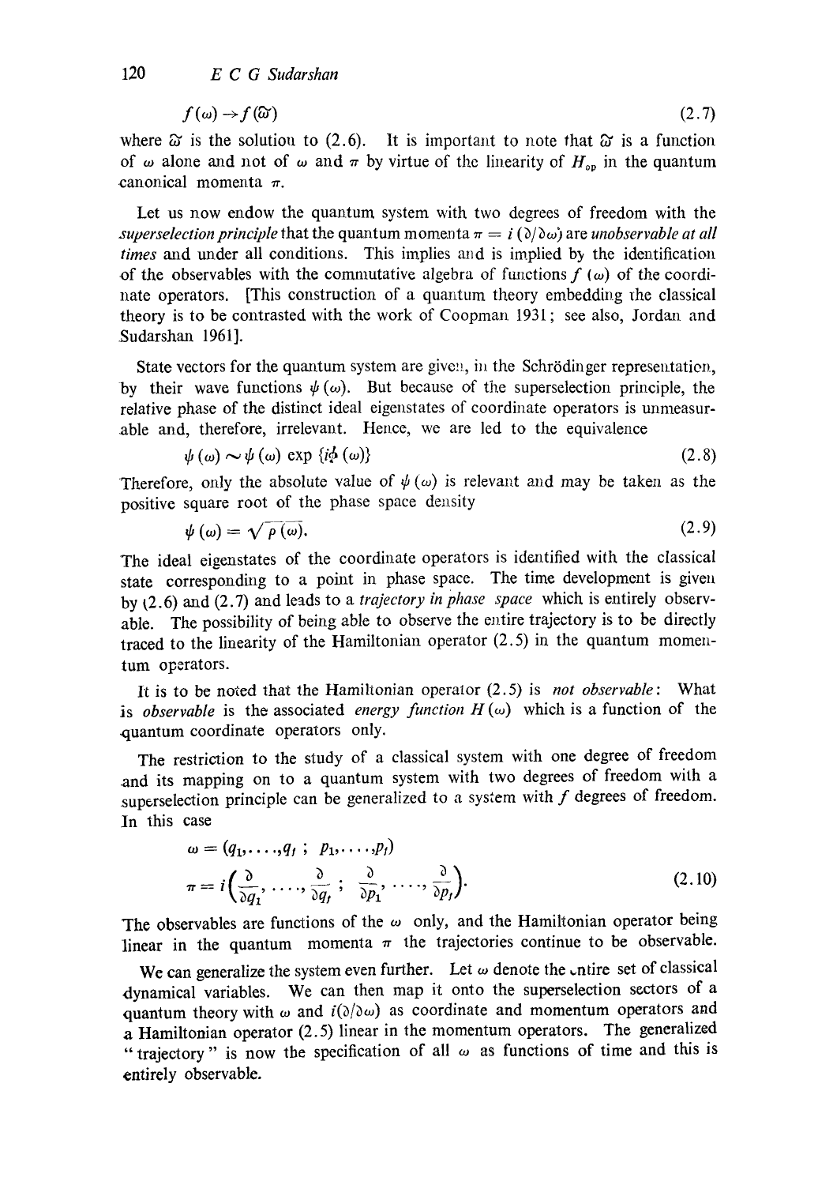$$f(\omega) \to f(\tilde{\omega}) \tag{2.7}$$

where $\tilde{\omega}$ is the solution to (2.6). It is important to note that $\tilde{\omega}$ is a function of $\omega$ alone and not of $\omega$ and $\pi$ by virtue of the linearity of $H_{op}$ in the quantum canonical momenta $\pi$.

Let us now endow the quantum system with two degrees of freedom with the *superselection principle* that the quantum momenta $\pi = i\,(\partial/\partial\omega)$ are *unobservable at all times* and under all conditions. This implies and is implied by the identification of the observables with the commutative algebra of functions $f(\omega)$ of the coordinate operators. [This construction of a quantum theory embedding the classical theory is to be contrasted with the work of Coopman 1931; see also, Jordan and Sudarshan 1961].

State vectors for the quantum system are given, in the Schrödinger representation, by their wave functions $\psi(\omega)$. But because of the superselection principle, the relative phase of the distinct ideal eigenstates of coordinate operators is unmeasurable and, therefore, irrelevant. Hence, we are led to the equivalence

$$\psi(\omega) \sim \psi(\omega) \exp\{i\phi(\omega)\} \tag{2.8}$$

Therefore, only the absolute value of $\psi(\omega)$ is relevant and may be taken as the positive square root of the phase space density

$$\psi(\omega) = \sqrt{\rho(\omega)}. \tag{2.9}$$

The ideal eigenstates of the coordinate operators is identified with the classical state corresponding to a point in phase space. The time development is given by (2.6) and (2.7) and leads to a *trajectory in phase space* which is entirely observable. The possibility of being able to observe the entire trajectory is to be directly traced to the linearity of the Hamiltonian operator (2.5) in the quantum momentum operators.

It is to be noted that the Hamiltonian operator (2.5) is *not observable*: What is *observable* is the associated *energy function* $H(\omega)$ which is a function of the quantum coordinate operators only.

The restriction to the study of a classical system with one degree of freedom and its mapping on to a quantum system with two degrees of freedom with a superselection principle can be generalized to a system with $f$ degrees of freedom. In this case

$$\omega = (q_1, \ldots, q_f\,;\ p_1, \ldots, p_f)$$
$$\pi = i\left(\frac{\partial}{\partial q_1}, \ldots, \frac{\partial}{\partial q_f}\,;\ \frac{\partial}{\partial p_1}, \ldots, \frac{\partial}{\partial p_f}\right). \tag{2.10}$$

The observables are functions of the $\omega$ only, and the Hamiltonian operator being linear in the quantum momenta $\pi$ the trajectories continue to be observable.

We can generalize the system even further. Let $\omega$ denote the entire set of classical dynamical variables. We can then map it onto the superselection sectors of a quantum theory with $\omega$ and $i(\partial/\partial\omega)$ as coordinate and momentum operators and a Hamiltonian operator (2.5) linear in the momentum operators. The generalized "trajectory" is now the specification of all $\omega$ as functions of time and this is entirely observable.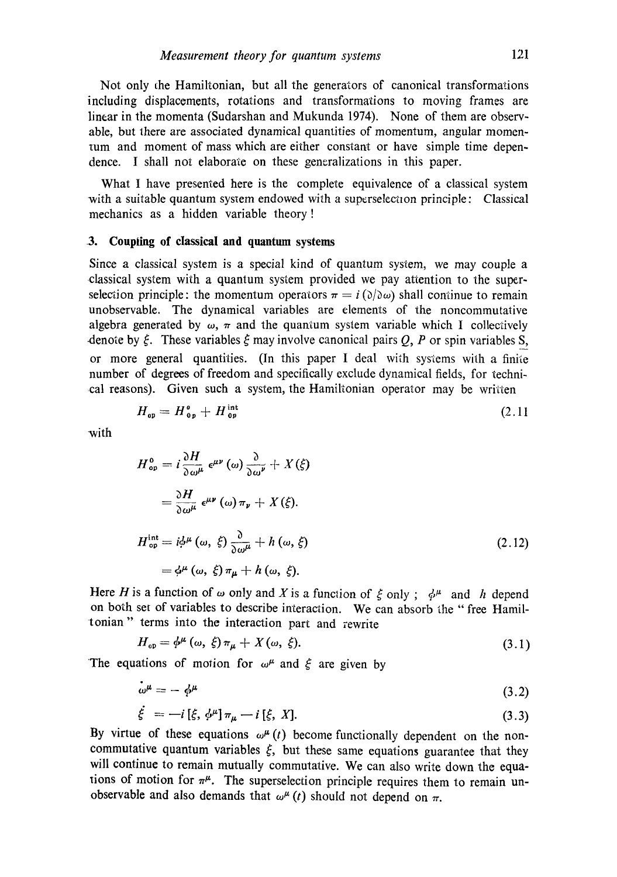Not only the Hamiltonian, but all the generators of canonical transformations including displacements, rotations and transformations to moving frames are linear in the momenta (Sudarshan and Mukunda 1974). None of them are observable, but there are associated dynamical quantities of momentum, angular momentum and moment of mass which are either constant or have simple time dependence. I shall not elaborate on these generalizations in this paper.

What I have presented here is the complete equivalence of a classical system with a suitable quantum system endowed with a superselection principle: Classical mechanics as a hidden variable theory!

## 3. Coupling of classical and quantum systems

Since a classical system is a special kind of quantum system, we may couple a classical system with a quantum system provided we pay attention to the superselection principle: the momentum operators $\pi = i(\partial/\partial\omega)$ shall continue to remain unobservable. The dynamical variables are elements of the noncommutative algebra generated by $\omega$, $\pi$ and the quantum system variable which I collectively denote by $\xi$. These variables $\xi$ may involve canonical pairs $Q$, $P$ or spin variables $\underset{\sim}{S}$, or more general quantities. (In this paper I deal with systems with a finite number of degrees of freedom and specifically exclude dynamical fields, for technical reasons). Given such a system, the Hamiltonian operator may be written

$$H_{\rm op} = H^{0}_{\rm op} + H^{\rm int}_{\rm op} \tag{2.11}$$

with

$$\begin{aligned} H^{0}_{\rm op} &= i\frac{\partial H}{\partial \omega^{\mu}}\,\epsilon^{\mu\nu}(\omega)\frac{\partial}{\partial \omega^{\nu}} + X(\xi) \\ &= \frac{\partial H}{\partial \omega^{\mu}}\,\epsilon^{\mu\nu}(\omega)\,\pi_{\nu} + X(\xi). \end{aligned}$$

$$\begin{aligned} H^{\rm int}_{\rm op} &= i\phi^{\mu}(\omega, \xi)\frac{\partial}{\partial \omega^{\mu}} + h(\omega, \xi) \\ &= \phi^{\mu}(\omega, \xi)\,\pi_{\mu} + h(\omega, \xi). \end{aligned} \tag{2.12}$$

Here $H$ is a function of $\omega$ only and $X$ is a function of $\xi$ only ; $\phi^{\mu}$ and $h$ depend on both set of variables to describe interaction. We can absorb the "free Hamiltonian" terms into the interaction part and rewrite

$$H_{\rm op} = \phi^{\mu}(\omega, \xi)\,\pi_{\mu} + X(\omega, \xi). \tag{3.1}$$

The equations of motion for $\omega^{\mu}$ and $\xi$ are given by

$$\dot{\omega}^{\mu} = -\phi^{\mu} \tag{3.2}$$

$$\dot{\xi} = -i\,[\xi, \phi^{\mu}]\,\pi_{\mu} - i\,[\xi, X]. \tag{3.3}$$

By virtue of these equations $\omega^{\mu}(t)$ become functionally dependent on the noncommutative quantum variables $\xi$, but these same equations guarantee that they will continue to remain mutually commutative. We can also write down the equations of motion for $\pi^{\mu}$. The superselection principle requires them to remain unobservable and also demands that $\omega^{\mu}(t)$ should not depend on $\pi$.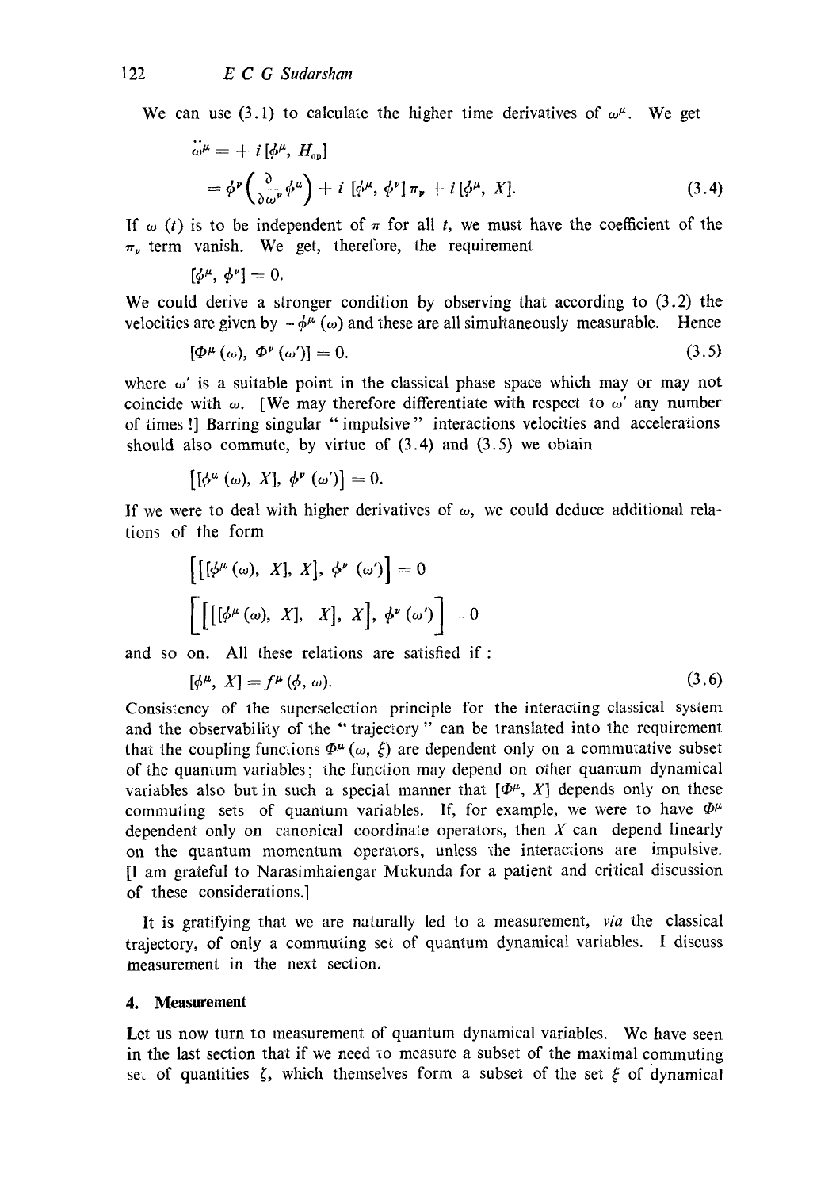We can use (3.1) to calculate the higher time derivatives of $\omega^\mu$. We get

$$\ddot{\omega}^\mu = + i [\phi^\mu, H_{\text{op}}]$$

$$= \phi^\nu \left( \frac{\partial}{\partial \omega^\nu} \phi^\mu \right) + i [\phi^\mu, \phi^\nu] \pi_\nu + i [\phi^\mu, X]. \tag{3.4}$$

If $\omega(t)$ is to be independent of $\pi$ for all $t$, we must have the coefficient of the $\pi_\nu$ term vanish. We get, therefore, the requirement

$$[\phi^\mu, \phi^\nu] = 0.$$

We could derive a stronger condition by observing that according to (3.2) the velocities are given by $-\phi^\mu(\omega)$ and these are all simultaneously measurable. Hence

$$[\Phi^\mu(\omega), \Phi^\nu(\omega')] = 0. \tag{3.5}$$

where $\omega'$ is a suitable point in the classical phase space which may or may not coincide with $\omega$. [We may therefore differentiate with respect to $\omega'$ any number of times !] Barring singular " impulsive " interactions velocities and accelerations should also commute, by virtue of (3.4) and (3.5) we obtain

$$\left[[\phi^\mu(\omega), X], \phi^\nu(\omega')\right] = 0.$$

If we were to deal with higher derivatives of $\omega$, we could deduce additional relations of the form

$$\left[[[\phi^\mu(\omega), X], X], \phi^\nu(\omega')\right] = 0$$

$$\left[[[[\phi^\mu(\omega), X], X], X], \phi^\nu(\omega')\right] = 0$$

and so on. All these relations are satisfied if :

$$[\phi^\mu, X] = f^\mu(\phi, \omega). \tag{3.6}$$

Consistency of the superselection principle for the interacting classical system and the observability of the " trajectory " can be translated into the requirement that the coupling functions $\Phi^\mu(\omega, \xi)$ are dependent only on a commutative subset of the quantum variables; the function may depend on other quantum dynamical variables also but in such a special manner that $[\Phi^\mu, X]$ depends only on these commuting sets of quantum variables. If, for example, we were to have $\Phi^\mu$ dependent only on canonical coordinate operators, then $X$ can depend linearly on the quantum momentum operators, unless the interactions are impulsive. [I am grateful to Narasimhaiengar Mukunda for a patient and critical discussion of these considerations.]

It is gratifying that we are naturally led to a measurement, *via* the classical trajectory, of only a commuting set of quantum dynamical variables. I discuss measurement in the next section.

## 4. Measurement

Let us now turn to measurement of quantum dynamical variables. We have seen in the last section that if we need to measure a subset of the maximal commuting set of quantities $\zeta$, which themselves form a subset of the set $\xi$ of dynamical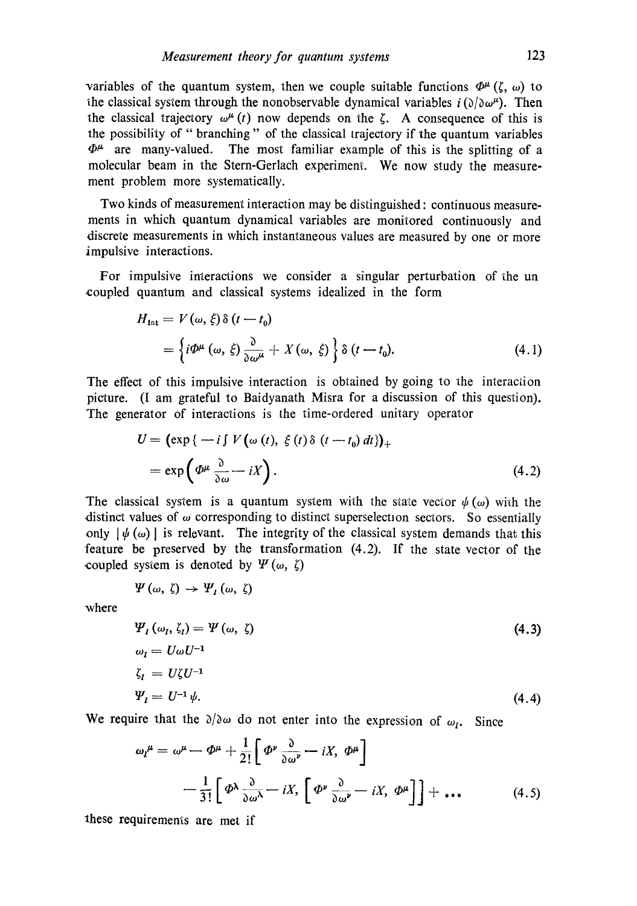variables of the quantum system, then we couple suitable functions $\Phi^\mu(\zeta, \omega)$ to the classical system through the nonobservable dynamical variables $i(\partial/\partial\omega^\mu)$. Then the classical trajectory $\omega^\mu(t)$ now depends on the $\zeta$. A consequence of this is the possibility of "branching" of the classical trajectory if the quantum variables $\Phi^\mu$ are many-valued. The most familiar example of this is the splitting of a molecular beam in the Stern-Gerlach experiment. We now study the measurement problem more systematically.

Two kinds of measurement interaction may be distinguished: continuous measurements in which quantum dynamical variables are monitored continuously and discrete measurements in which instantaneous values are measured by one or more impulsive interactions.

For impulsive interactions we consider a singular perturbation of the un coupled quantum and classical systems idealized in the form

$$
\begin{aligned}
H_{\text{int}} &= V(\omega, \xi)\,\delta(t - t_0) \\
&= \left\{ i\Phi^\mu(\omega, \xi)\frac{\partial}{\partial\omega^\mu} + X(\omega, \xi) \right\} \delta(t - t_0).
\end{aligned} \tag{4.1}
$$

The effect of this impulsive interaction is obtained by going to the interaction picture. (I am grateful to Baidyanath Misra for a discussion of this question). The generator of interactions is the time-ordered unitary operator

$$
\begin{aligned}
U &= \left(\exp\{-i \textstyle\int V(\omega(t), \xi(t)\,\delta(t - t_0)\,dt\}\right)_+ \\
&= \exp\left(\Phi^\mu \frac{\partial}{\partial\omega} - iX\right).
\end{aligned} \tag{4.2}
$$

The classical system is a quantum system with the state vector $\psi(\omega)$ with the distinct values of $\omega$ corresponding to distinct superselection sectors. So essentially only $|\psi(\omega)|$ is relevant. The integrity of the classical system demands that this feature be preserved by the transformation (4.2). If the state vector of the coupled system is denoted by $\Psi(\omega, \zeta)$

$$
\Psi(\omega, \zeta) \to \Psi_I(\omega, \zeta)
$$

where

$$
\Psi_I(\omega_I, \zeta_I) = \Psi(\omega, \zeta) \tag{4.3}
$$

$$
\begin{aligned}
\omega_I &= U\omega U^{-1} \\
\zeta_I &= U\zeta U^{-1} \\
\Psi_I &= U^{-1}\psi.
\end{aligned} \tag{4.4}
$$

We require that the $\partial/\partial\omega$ do not enter into the expression of $\omega_I$. Since

$$
\begin{aligned}
\omega_I^\mu = \omega^\mu - \Phi^\mu &+ \frac{1}{2!}\left[\Phi^\nu \frac{\partial}{\partial\omega^\nu} - iX, \Phi^\mu\right] \\
&- \frac{1}{3!}\left[\Phi^\lambda \frac{\partial}{\partial\omega^\lambda} - iX, \left[\Phi^\nu \frac{\partial}{\partial\omega^\nu} - iX, \Phi^\mu\right]\right] + \ldots
\end{aligned} \tag{4.5}
$$

these requirements are met if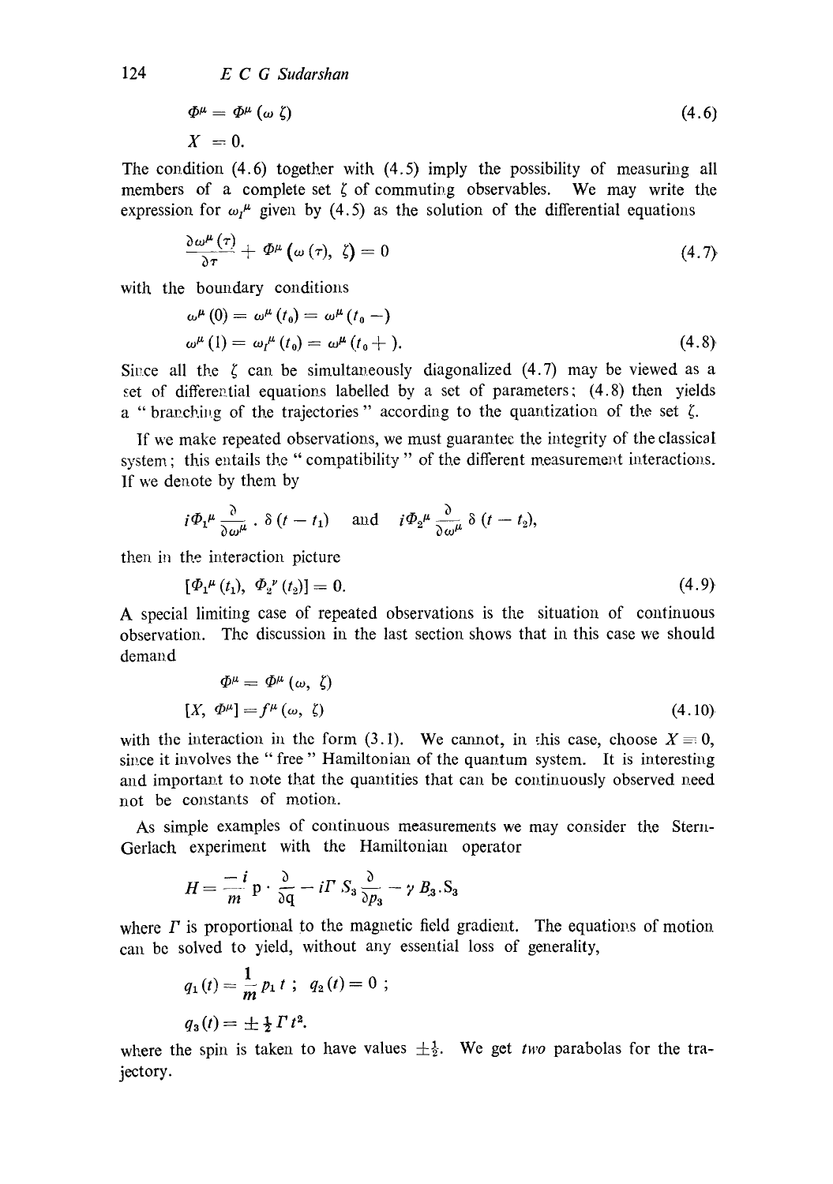$$\Phi^{\mu} = \Phi^{\mu}(\omega\ \zeta) \qquad (4.6)$$

$$X = 0.$$

The condition (4.6) together with (4.5) imply the possibility of measuring all members of a complete set $\zeta$ of commuting observables. We may write the expression for $\omega_f^{\mu}$ given by (4.5) as the solution of the differential equations

$$\frac{\partial \omega^{\mu}(\tau)}{\partial \tau} + \Phi^{\mu}(\omega(\tau),\ \zeta) = 0 \qquad (4.7)$$

with the boundary conditions

$$\omega^{\mu}(0) = \omega^{\mu}(t_0) = \omega^{\mu}(t_0 -)$$

$$\omega^{\mu}(1) = \omega_f^{\mu}(t_0) = \omega^{\mu}(t_0 +). \qquad (4.8)$$

Since all the $\zeta$ can be simultaneously diagonalized (4.7) may be viewed as a set of differential equations labelled by a set of parameters; (4.8) then yields a " branching of the trajectories " according to the quantization of the set $\zeta$.

If we make repeated observations, we must guarantee the integrity of the classical system; this entails the " compatibility " of the different measurement interactions. If we denote by them by

$$i\Phi_1^{\mu}\frac{\partial}{\partial \omega^{\mu}}\,.\,\delta(t - t_1) \quad \text{and} \quad i\Phi_2^{\mu}\frac{\partial}{\partial \omega^{\mu}}\,\delta(t - t_2),$$

then in the interaction picture

$$[\Phi_1^{\mu}(t_1),\ \Phi_2^{\nu}(t_2)] = 0. \qquad (4.9)$$

A special limiting case of repeated observations is the situation of continuous observation. The discussion in the last section shows that in this case we should demand

$$\Phi^{\mu} = \Phi^{\mu}(\omega,\ \zeta)$$

$$[X,\ \Phi^{\mu}] = f^{\mu}(\omega,\ \zeta) \qquad (4.10)$$

with the interaction in the form (3.1). We cannot, in this case, choose $X = 0$, since it involves the " free " Hamiltonian of the quantum system. It is interesting and important to note that the quantities that can be continuously observed need not be constants of motion.

As simple examples of continuous measurements we may consider the Stern-Gerlach experiment with the Hamiltonian operator

$$H = \frac{-i}{m}\,\mathrm{p}\cdot\frac{\partial}{\partial \mathrm{q}} - i\Gamma\, S_3\frac{\partial}{\partial p_3} - \gamma\, B_3 . \mathrm{S}_3$$

where $\Gamma$ is proportional to the magnetic field gradient. The equations of motion can be solved to yield, without any essential loss of generality,

$$q_1(t) = \frac{1}{m}p_1\, t\ ;\quad q_2(t) = 0\ ;$$

$$q_3(t) = \pm\tfrac{1}{2}\Gamma t^2.$$

where the spin is taken to have values $\pm\frac{1}{2}$. We get *two* parabolas for the trajectory.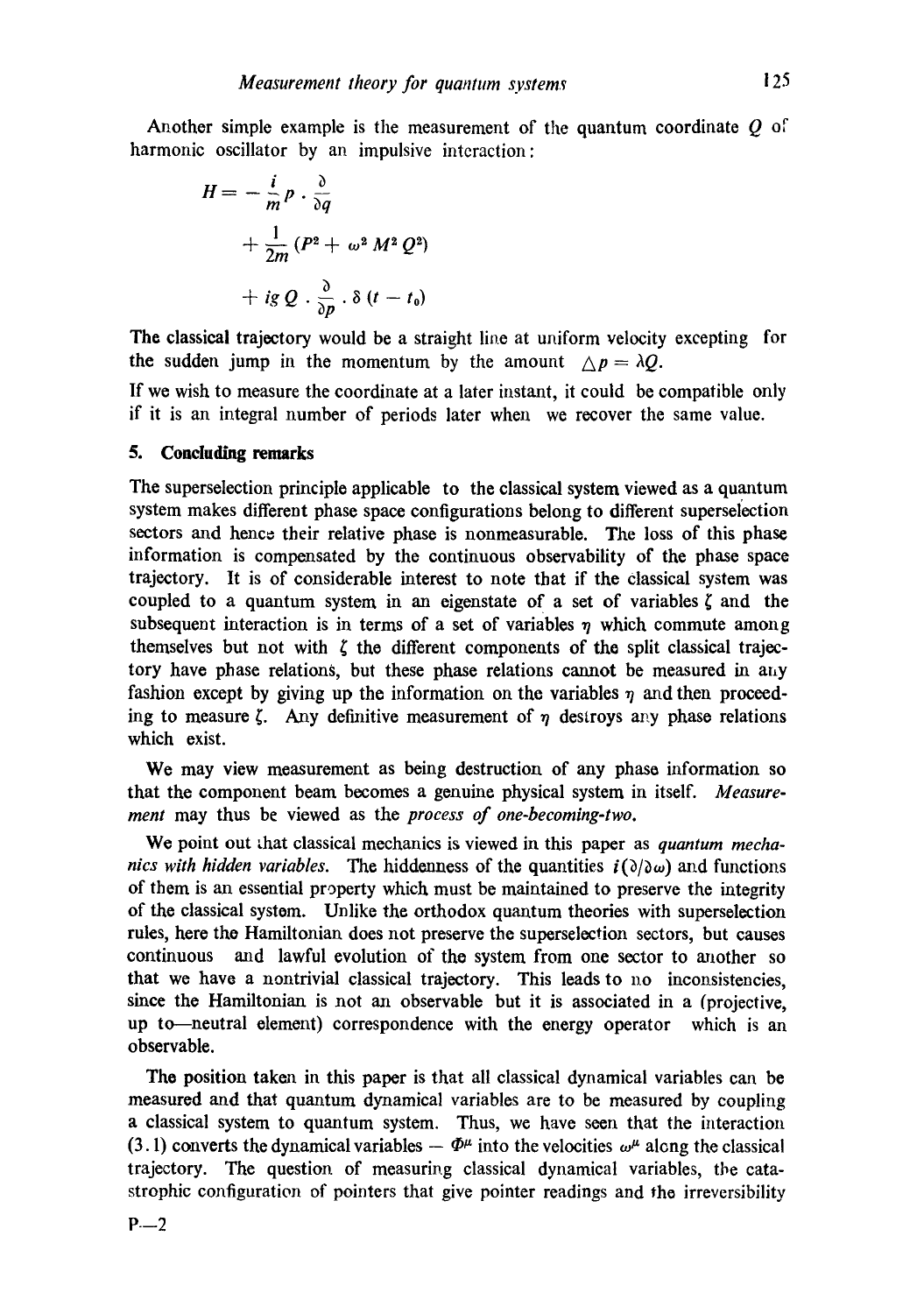Another simple example is the measurement of the quantum coordinate $Q$ of harmonic oscillator by an impulsive interaction:

$$H = -\frac{i}{m} p \cdot \frac{\partial}{\partial q}$$

$$+ \frac{1}{2m} (P^2 + \omega^2 M^2 Q^2)$$

$$+ ig\, Q \cdot \frac{\partial}{\partial p} \cdot \delta (t - t_0)$$

The classical trajectory would be a straight line at uniform velocity excepting for the sudden jump in the momentum by the amount $\triangle p = \lambda Q$.

If we wish to measure the coordinate at a later instant, it could be compatible only if it is an integral number of periods later when we recover the same value.

## 5. Concluding remarks

The superselection principle applicable to the classical system viewed as a quantum system makes different phase space configurations belong to different superselection sectors and hence their relative phase is nonmeasurable. The loss of this phase information is compensated by the continuous observability of the phase space trajectory. It is of considerable interest to note that if the classical system was coupled to a quantum system in an eigenstate of a set of variables $\zeta$ and the subsequent interaction is in terms of a set of variables $\eta$ which commute among themselves but not with $\zeta$ the different components of the split classical trajectory have phase relations, but these phase relations cannot be measured in any fashion except by giving up the information on the variables $\eta$ and then proceeding to measure $\zeta$. Any definitive measurement of $\eta$ destroys any phase relations which exist.

We may view measurement as being destruction of any phase information so that the component beam becomes a genuine physical system in itself. *Measurement* may thus be viewed as the *process of one-becoming-two.*

We point out that classical mechanics is viewed in this paper as *quantum mechanics with hidden variables.* The hiddenness of the quantities $i(\partial/\partial\omega)$ and functions of them is an essential property which must be maintained to preserve the integrity of the classical system. Unlike the orthodox quantum theories with superselection rules, here the Hamiltonian does not preserve the superselection sectors, but causes continuous and lawful evolution of the system from one sector to another so that we have a nontrivial classical trajectory. This leads to no inconsistencies, since the Hamiltonian is not an observable but it is associated in a (projective, up to—neutral element) correspondence with the energy operator which is an observable.

The position taken in this paper is that all classical dynamical variables can be measured and that quantum dynamical variables are to be measured by coupling a classical system to quantum system. Thus, we have seen that the interaction (3.1) converts the dynamical variables $-\,\Phi^{\mu}$ into the velocities $\omega^{\mu}$ along the classical trajectory. The question of measuring classical dynamical variables, the catastrophic configuration of pointers that give pointer readings and the irreversibility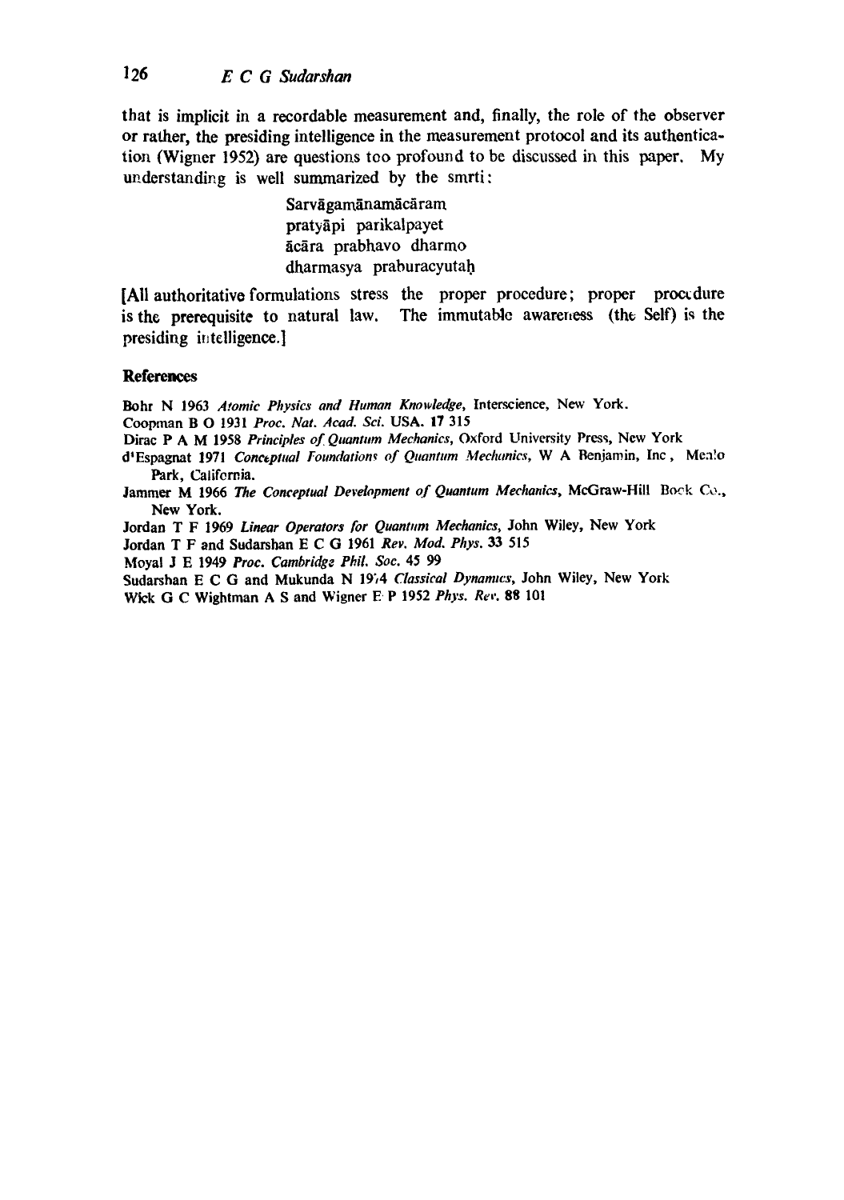that is implicit in a recordable measurement and, finally, the role of the observer or rather, the presiding intelligence in the measurement protocol and its authentication (Wigner 1952) are questions too profound to be discussed in this paper. My understanding is well summarized by the smrti:

> Sarvāgamānamācāram
> pratyāpi parikalpayet
> ācāra prabhavo dharmo
> dharmasya prabhuracyutaḥ

[All authoritative formulations stress the proper procedure; proper procedure is the prerequisite to natural law. The immutable awareness (the Self) is the presiding intelligence.]

## References

Bohr N 1963 *Atomic Physics and Human Knowledge*, Interscience, New York.

Coopman B O 1931 *Proc. Nat. Acad. Sci.* USA. **17** 315

Dirac P A M 1958 *Principles of Quantum Mechanics*, Oxford University Press, New York

d'Espagnat 1971 *Conceptual Foundations of Quantum Mechanics*, W A Benjamin, Inc, Menlo Park, California.

Jammer M 1966 *The Conceptual Development of Quantum Mechanics*, McGraw-Hill Book Co., New York.

Jordan T F 1969 *Linear Operators for Quantum Mechanics*, John Wiley, New York

Jordan T F and Sudarshan E C G 1961 *Rev. Mod. Phys.* **33** 515

Moyal J E 1949 *Proc. Cambridge Phil. Soc.* 45 99

Sudarshan E C G and Mukunda N 1974 *Classical Dynamics*, John Wiley, New York

Wick G C Wightman A S and Wigner E P 1952 *Phys. Rev.* **88** 101